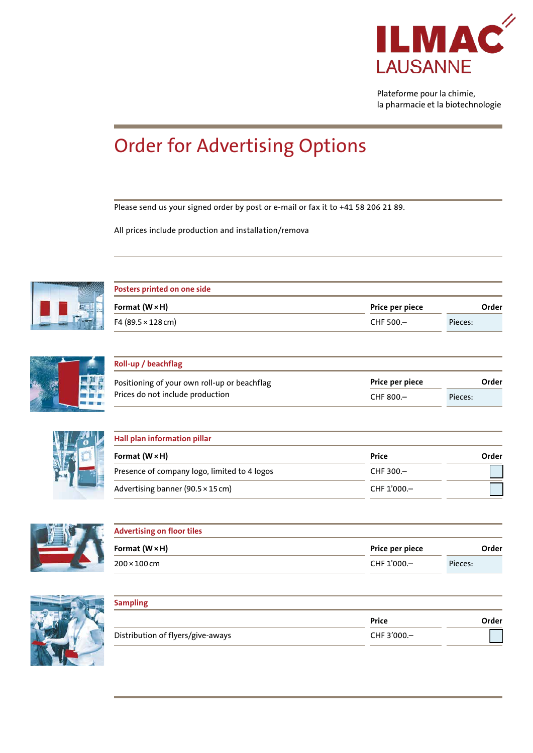ILMAC
LAUSANNE

Plateforme pour la chimie,
la pharmacie et la biotechnologie

# Order for Advertising Options

Please send us your signed order by post or e-mail or fax it to +41 58 206 21 89.

All prices include production and installation/remova

## Posters printed on one side

| Format (W × H) | Price per piece | Order |
|---|---|---|
| F4 (89.5 × 128 cm) | CHF 500.– | Pieces: |

## Roll-up / beachflag

| Positioning of your own roll-up or beachflag<br>Prices do not include production | Price per piece | Order |
|---|---|---|
| | CHF 800.– | Pieces: |

## Hall plan information pillar

| Format (W × H) | Price | Order |
|---|---|---|
| Presence of company logo, limited to 4 logos | CHF 300.– | ☐ |
| Advertising banner (90.5 × 15 cm) | CHF 1'000.– | ☐ |

## Advertising on floor tiles

| Format (W × H) | Price per piece | Order |
|---|---|---|
| 200 × 100 cm | CHF 1'000.– | Pieces: |

## Sampling

| | Price | Order |
|---|---|---|
| Distribution of flyers/give-aways | CHF 3'000.– | ☐ |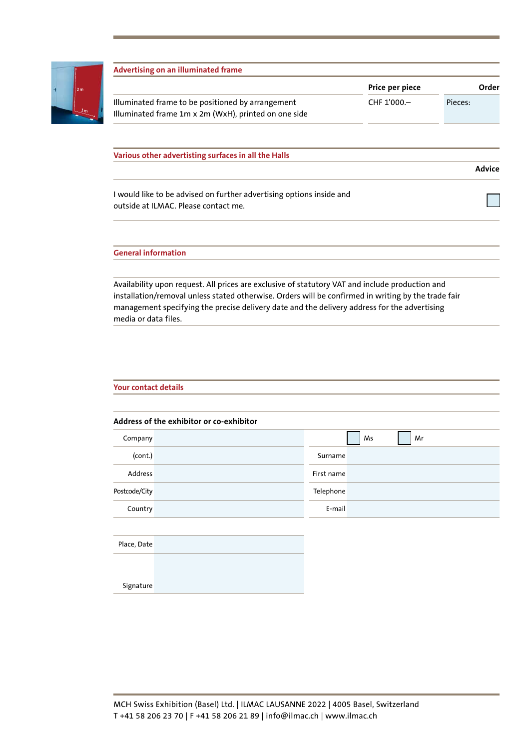## Advertising on an illuminated frame

| | Price per piece | Order |
|---|---|---|
| Illuminated frame to be positioned by arrangement<br>Illuminated frame 1m x 2m (WxH), printed on one side | CHF 1'000.– | Pieces: |

## Various other advertising surfaces in all the Halls

| | Advice |
|---|---|
| I would like to be advised on further advertising options inside and outside at ILMAC. Please contact me. | ☐ |

## General information

Availability upon request. All prices are exclusive of statutory VAT and include production and installation/removal unless stated otherwise. Orders will be confirmed in writing by the trade fair management specifying the precise delivery date and the delivery address for the advertising media or data files.

## Your contact details

**Address of the exhibitor or co-exhibitor**

| | | | |
|---|---|---|---|
| Company | | ☐ Ms | ☐ Mr |
| (cont.) | | Surname | |
| Address | | First name | |
| Postcode/City | | Telephone | |
| Country | | E-mail | |

| | |
|---|---|
| Place, Date | |
| Signature | |

MCH Swiss Exhibition (Basel) Ltd. | ILMAC LAUSANNE 2022 | 4005 Basel, Switzerland
T +41 58 206 23 70 | F +41 58 206 21 89 | info@ilmac.ch | www.ilmac.ch